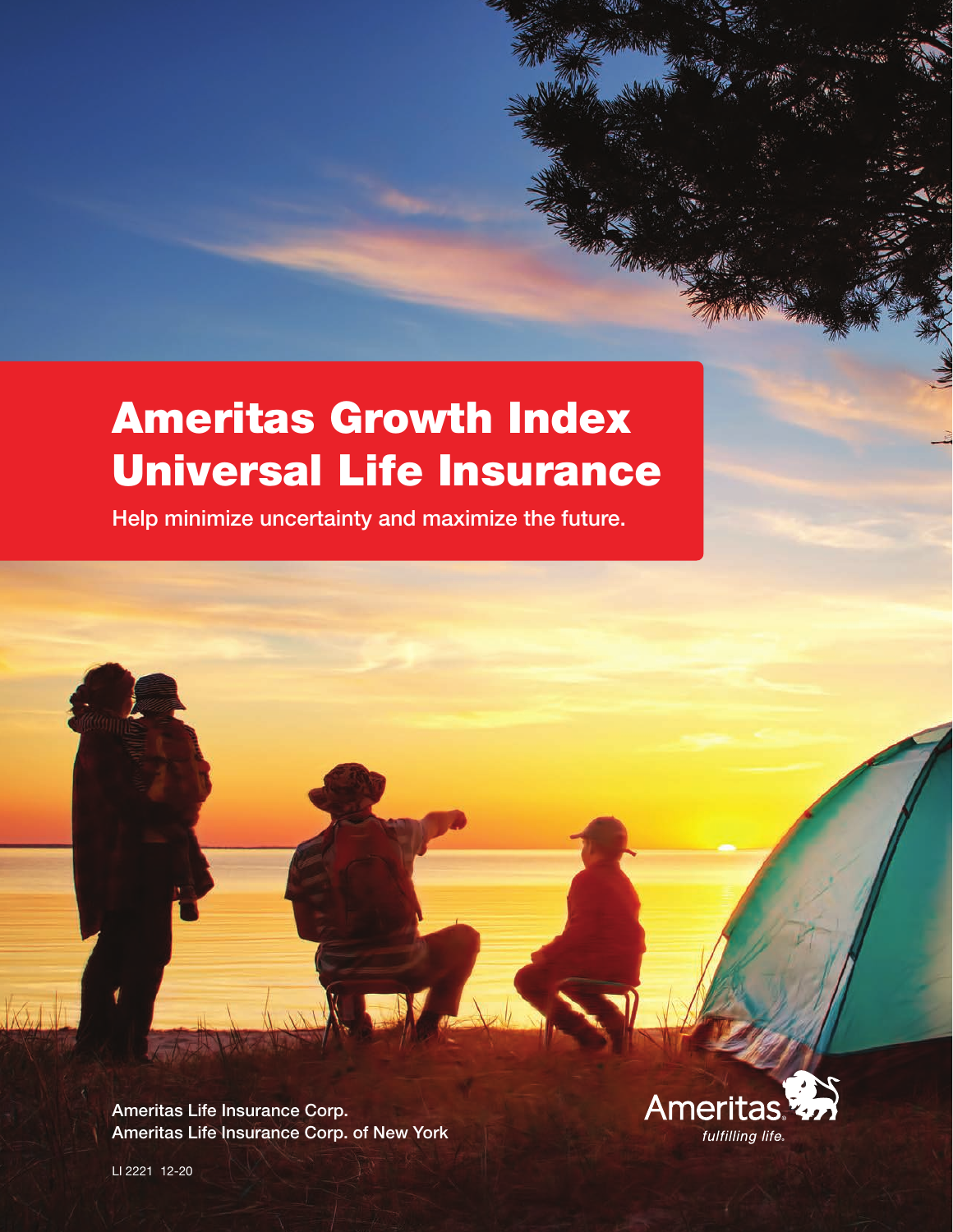# Ameritas Growth Index Universal Life Insurance

**Help minimize uncertainty and maximize the future.**

Ameritas Life Insurance Corp.
Ameritas Life Insurance Corp. of New York

Ameritas
*fulfilling life.*

LI 2221 12-20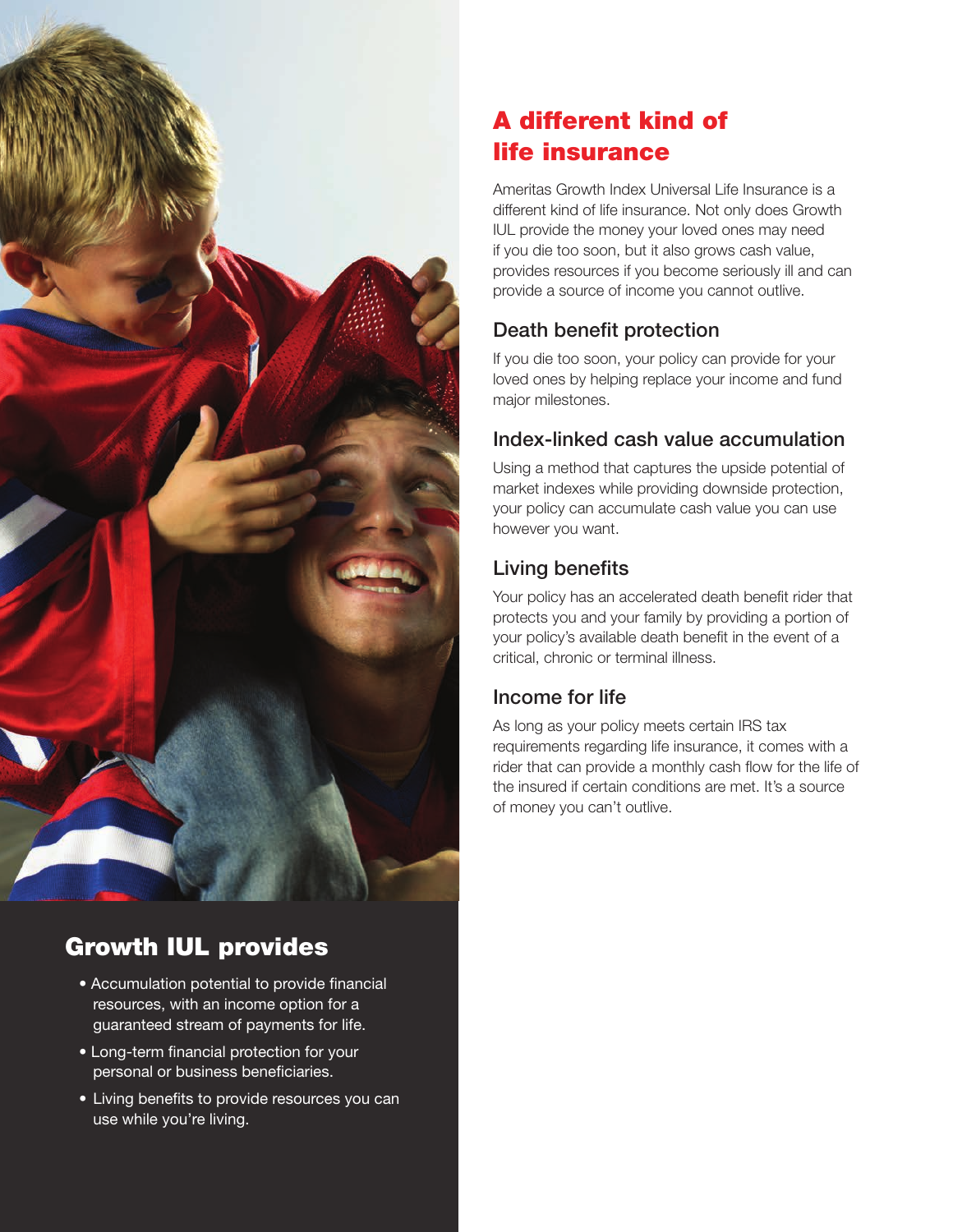# A different kind of life insurance

Ameritas Growth Index Universal Life Insurance is a different kind of life insurance. Not only does Growth IUL provide the money your loved ones may need if you die too soon, but it also grows cash value, provides resources if you become seriously ill and can provide a source of income you cannot outlive.

## Death benefit protection

If you die too soon, your policy can provide for your loved ones by helping replace your income and fund major milestones.

## Index-linked cash value accumulation

Using a method that captures the upside potential of market indexes while providing downside protection, your policy can accumulate cash value you can use however you want.

## Living benefits

Your policy has an accelerated death benefit rider that protects you and your family by providing a portion of your policy's available death benefit in the event of a critical, chronic or terminal illness.

## Income for life

As long as your policy meets certain IRS tax requirements regarding life insurance, it comes with a rider that can provide a monthly cash flow for the life of the insured if certain conditions are met. It's a source of money you can't outlive.

## Growth IUL provides

- Accumulation potential to provide financial resources, with an income option for a guaranteed stream of payments for life.
- Long-term financial protection for your personal or business beneficiaries.
- Living benefits to provide resources you can use while you're living.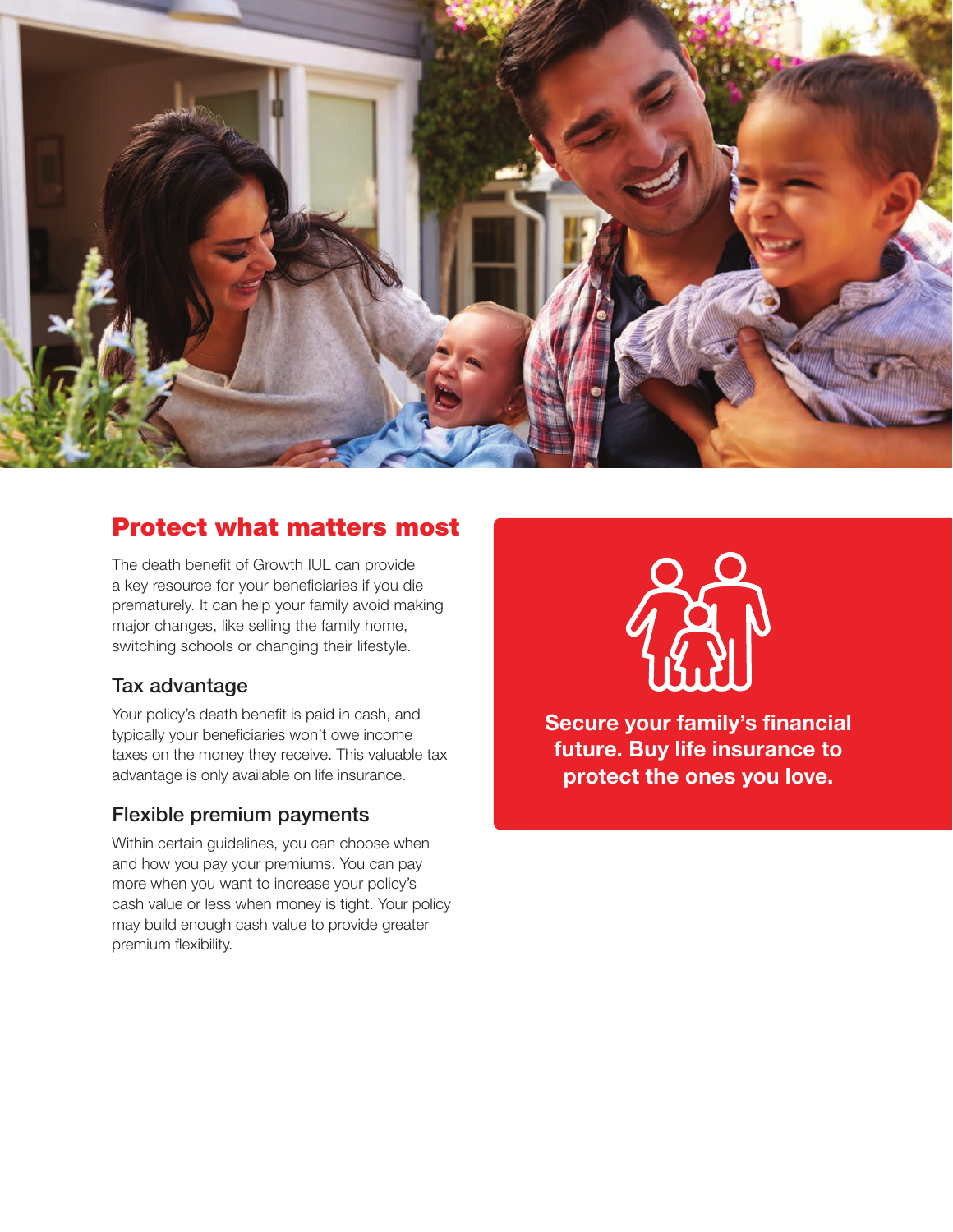## Protect what matters most

The death benefit of Growth IUL can provide a key resource for your beneficiaries if you die prematurely. It can help your family avoid making major changes, like selling the family home, switching schools or changing their lifestyle.

### Tax advantage

Your policy's death benefit is paid in cash, and typically your beneficiaries won't owe income taxes on the money they receive. This valuable tax advantage is only available on life insurance.

### Flexible premium payments

Within certain guidelines, you can choose when and how you pay your premiums. You can pay more when you want to increase your policy's cash value or less when money is tight. Your policy may build enough cash value to provide greater premium flexibility.

**Secure your family's financial future. Buy life insurance to protect the ones you love.**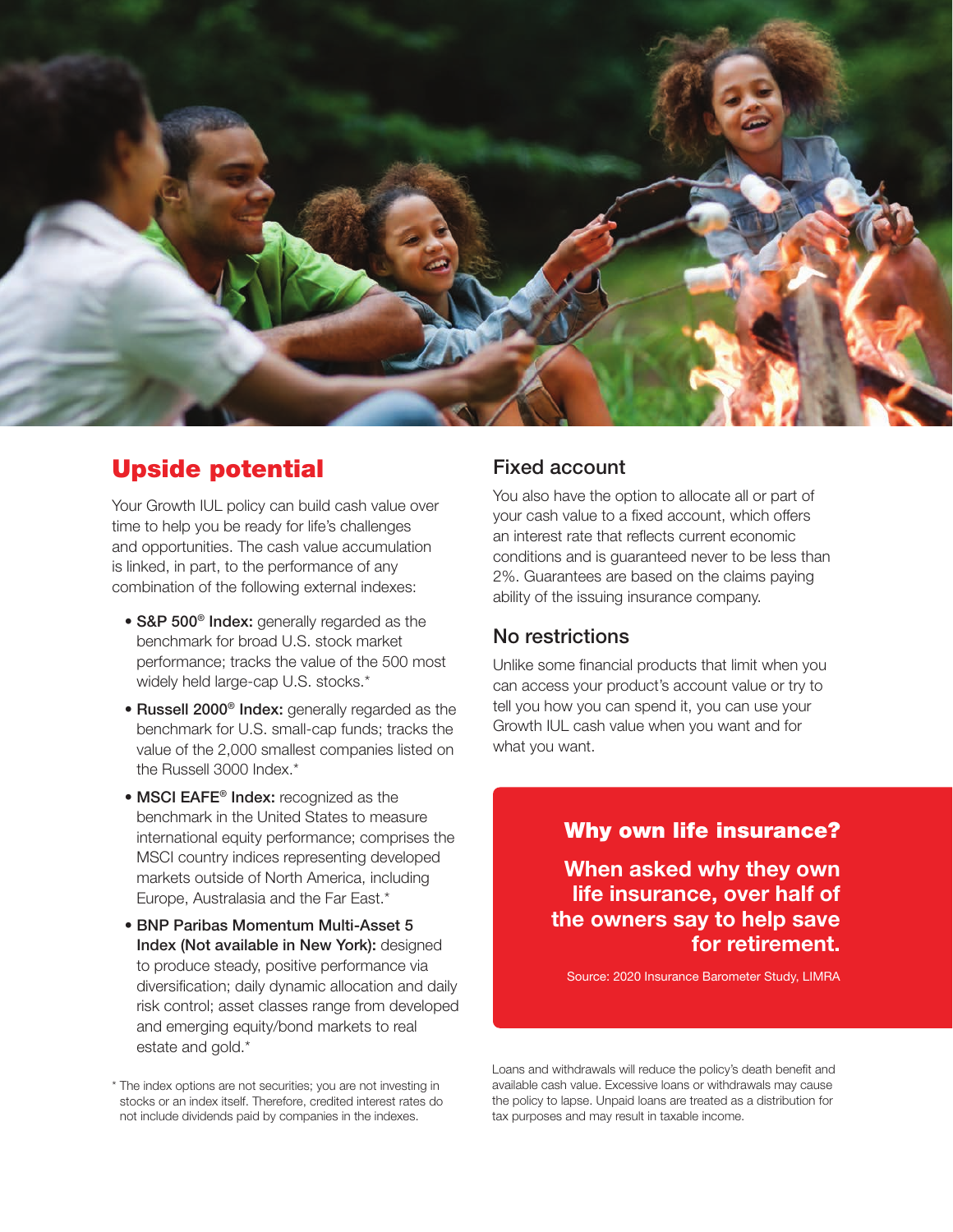## Upside potential

Your Growth IUL policy can build cash value over time to help you be ready for life's challenges and opportunities. The cash value accumulation is linked, in part, to the performance of any combination of the following external indexes:

- **S&P 500® Index:** generally regarded as the benchmark for broad U.S. stock market performance; tracks the value of the 500 most widely held large-cap U.S. stocks.*
- **Russell 2000® Index:** generally regarded as the benchmark for U.S. small-cap funds; tracks the value of the 2,000 smallest companies listed on the Russell 3000 Index.*
- **MSCI EAFE® Index:** recognized as the benchmark in the United States to measure international equity performance; comprises the MSCI country indices representing developed markets outside of North America, including Europe, Australasia and the Far East.*
- **BNP Paribas Momentum Multi-Asset 5 Index (Not available in New York):** designed to produce steady, positive performance via diversification; daily dynamic allocation and daily risk control; asset classes range from developed and emerging equity/bond markets to real estate and gold.*

\* The index options are not securities; you are not investing in stocks or an index itself. Therefore, credited interest rates do not include dividends paid by companies in the indexes.

### Fixed account

You also have the option to allocate all or part of your cash value to a fixed account, which offers an interest rate that reflects current economic conditions and is guaranteed never to be less than 2%. Guarantees are based on the claims paying ability of the issuing insurance company.

### No restrictions

Unlike some financial products that limit when you can access your product's account value or try to tell you how you can spend it, you can use your Growth IUL cash value when you want and for what you want.

**Why own life insurance?**

**When asked why they own life insurance, over half of the owners say to help save for retirement.**

Source: 2020 Insurance Barometer Study, LIMRA

Loans and withdrawals will reduce the policy's death benefit and available cash value. Excessive loans or withdrawals may cause the policy to lapse. Unpaid loans are treated as a distribution for tax purposes and may result in taxable income.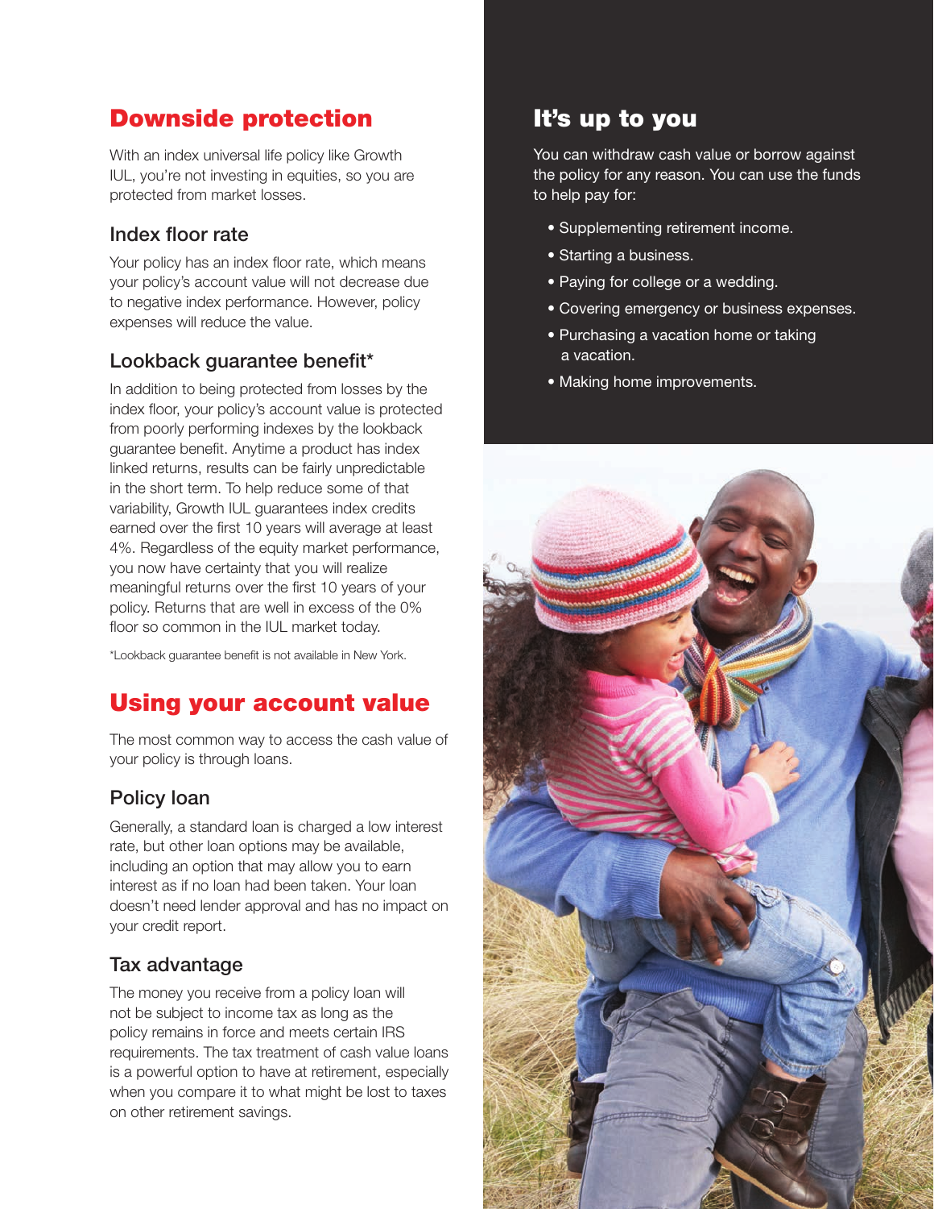## Downside protection

With an index universal life policy like Growth IUL, you're not investing in equities, so you are protected from market losses.

### Index floor rate

Your policy has an index floor rate, which means your policy's account value will not decrease due to negative index performance. However, policy expenses will reduce the value.

### Lookback guarantee benefit*

In addition to being protected from losses by the index floor, your policy's account value is protected from poorly performing indexes by the lookback guarantee benefit. Anytime a product has index linked returns, results can be fairly unpredictable in the short term. To help reduce some of that variability, Growth IUL guarantees index credits earned over the first 10 years will average at least 4%. Regardless of the equity market performance, you now have certainty that you will realize meaningful returns over the first 10 years of your policy. Returns that are well in excess of the 0% floor so common in the IUL market today.

*Lookback guarantee benefit is not available in New York.

## Using your account value

The most common way to access the cash value of your policy is through loans.

### Policy loan

Generally, a standard loan is charged a low interest rate, but other loan options may be available, including an option that may allow you to earn interest as if no loan had been taken. Your loan doesn't need lender approval and has no impact on your credit report.

### Tax advantage

The money you receive from a policy loan will not be subject to income tax as long as the policy remains in force and meets certain IRS requirements. The tax treatment of cash value loans is a powerful option to have at retirement, especially when you compare it to what might be lost to taxes on other retirement savings.

## It's up to you

You can withdraw cash value or borrow against the policy for any reason. You can use the funds to help pay for:

- Supplementing retirement income.
- Starting a business.
- Paying for college or a wedding.
- Covering emergency or business expenses.
- Purchasing a vacation home or taking a vacation.
- Making home improvements.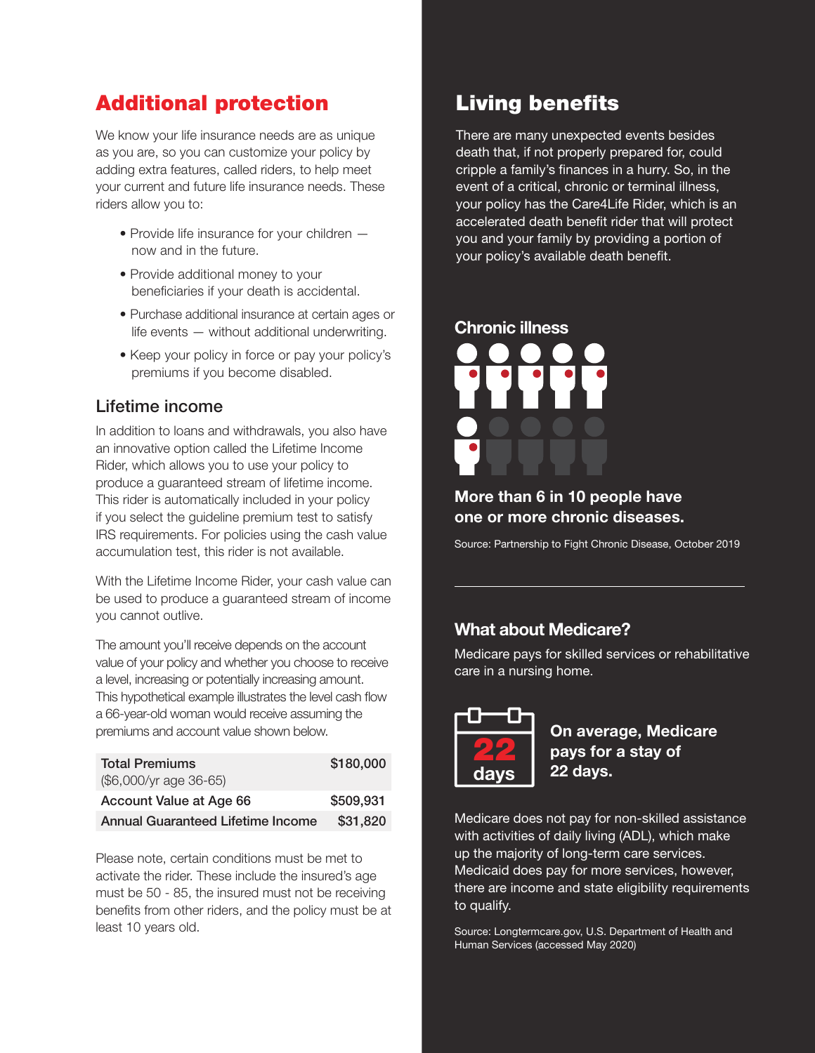## Additional protection

We know your life insurance needs are as unique as you are, so you can customize your policy by adding extra features, called riders, to help meet your current and future life insurance needs. These riders allow you to:

- Provide life insurance for your children — now and in the future.
- Provide additional money to your beneficiaries if your death is accidental.
- Purchase additional insurance at certain ages or life events — without additional underwriting.
- Keep your policy in force or pay your policy's premiums if you become disabled.

### Lifetime income

In addition to loans and withdrawals, you also have an innovative option called the Lifetime Income Rider, which allows you to use your policy to produce a guaranteed stream of lifetime income. This rider is automatically included in your policy if you select the guideline premium test to satisfy IRS requirements. For policies using the cash value accumulation test, this rider is not available.

With the Lifetime Income Rider, your cash value can be used to produce a guaranteed stream of income you cannot outlive.

The amount you'll receive depends on the account value of your policy and whether you choose to receive a level, increasing or potentially increasing amount. This hypothetical example illustrates the level cash flow a 66-year-old woman would receive assuming the premiums and account value shown below.

| | |
|---|---|
| **Total Premiums** ($6,000/yr age 36-65) | **$180,000** |
| **Account Value at Age 66** | **$509,931** |
| **Annual Guaranteed Lifetime Income** | **$31,820** |

Please note, certain conditions must be met to activate the rider. These include the insured's age must be 50 - 85, the insured must not be receiving benefits from other riders, and the policy must be at least 10 years old.

## Living benefits

There are many unexpected events besides death that, if not properly prepared for, could cripple a family's finances in a hurry. So, in the event of a critical, chronic or terminal illness, your policy has the Care4Life Rider, which is an accelerated death benefit rider that will protect you and your family by providing a portion of your policy's available death benefit.

### Chronic illness

**More than 6 in 10 people have one or more chronic diseases.**

Source: Partnership to Fight Chronic Disease, October 2019

### What about Medicare?

Medicare pays for skilled services or rehabilitative care in a nursing home.

22 days

**On average, Medicare pays for a stay of 22 days.**

Medicare does not pay for non-skilled assistance with activities of daily living (ADL), which make up the majority of long-term care services. Medicaid does pay for more services, however, there are income and state eligibility requirements to qualify.

Source: Longtermcare.gov, U.S. Department of Health and Human Services (accessed May 2020)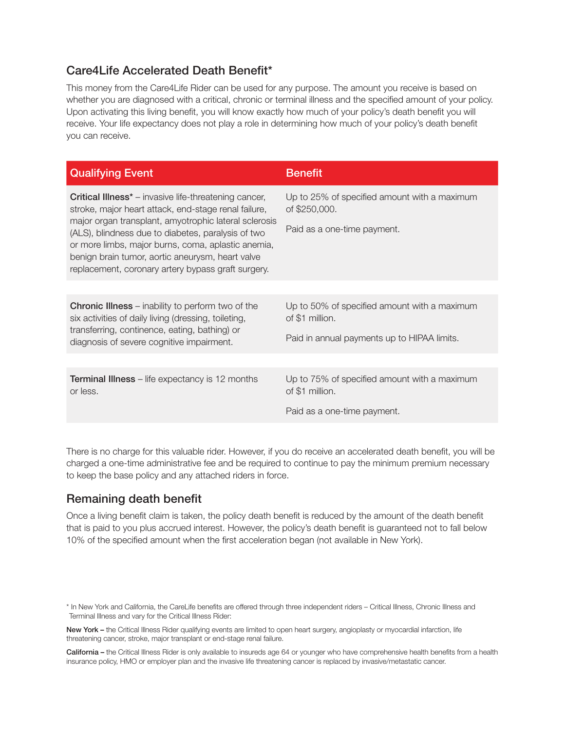## Care4Life Accelerated Death Benefit*

This money from the Care4Life Rider can be used for any purpose. The amount you receive is based on whether you are diagnosed with a critical, chronic or terminal illness and the specified amount of your policy. Upon activating this living benefit, you will know exactly how much of your policy's death benefit you will receive. Your life expectancy does not play a role in determining how much of your policy's death benefit you can receive.

| Qualifying Event | Benefit |
| --- | --- |
| **Critical Illness*** – invasive life-threatening cancer, stroke, major heart attack, end-stage renal failure, major organ transplant, amyotrophic lateral sclerosis (ALS), blindness due to diabetes, paralysis of two or more limbs, major burns, coma, aplastic anemia, benign brain tumor, aortic aneurysm, heart valve replacement, coronary artery bypass graft surgery. | Up to 25% of specified amount with a maximum of $250,000.<br><br>Paid as a one-time payment. |
| **Chronic Illness** – inability to perform two of the six activities of daily living (dressing, toileting, transferring, continence, eating, bathing) or diagnosis of severe cognitive impairment. | Up to 50% of specified amount with a maximum of $1 million.<br><br>Paid in annual payments up to HIPAA limits. |
| **Terminal Illness** – life expectancy is 12 months or less. | Up to 75% of specified amount with a maximum of $1 million.<br><br>Paid as a one-time payment. |

There is no charge for this valuable rider. However, if you do receive an accelerated death benefit, you will be charged a one-time administrative fee and be required to continue to pay the minimum premium necessary to keep the base policy and any attached riders in force.

## Remaining death benefit

Once a living benefit claim is taken, the policy death benefit is reduced by the amount of the death benefit that is paid to you plus accrued interest. However, the policy's death benefit is guaranteed not to fall below 10% of the specified amount when the first acceleration began (not available in New York).

* In New York and California, the CareLife benefits are offered through three independent riders – Critical Illness, Chronic Illness and Terminal Illness and vary for the Critical Illness Rider:

**New York –** the Critical Illness Rider qualifying events are limited to open heart surgery, angioplasty or myocardial infarction, life threatening cancer, stroke, major transplant or end-stage renal failure.

**California –** the Critical Illness Rider is only available to insureds age 64 or younger who have comprehensive health benefits from a health insurance policy, HMO or employer plan and the invasive life threatening cancer is replaced by invasive/metastatic cancer.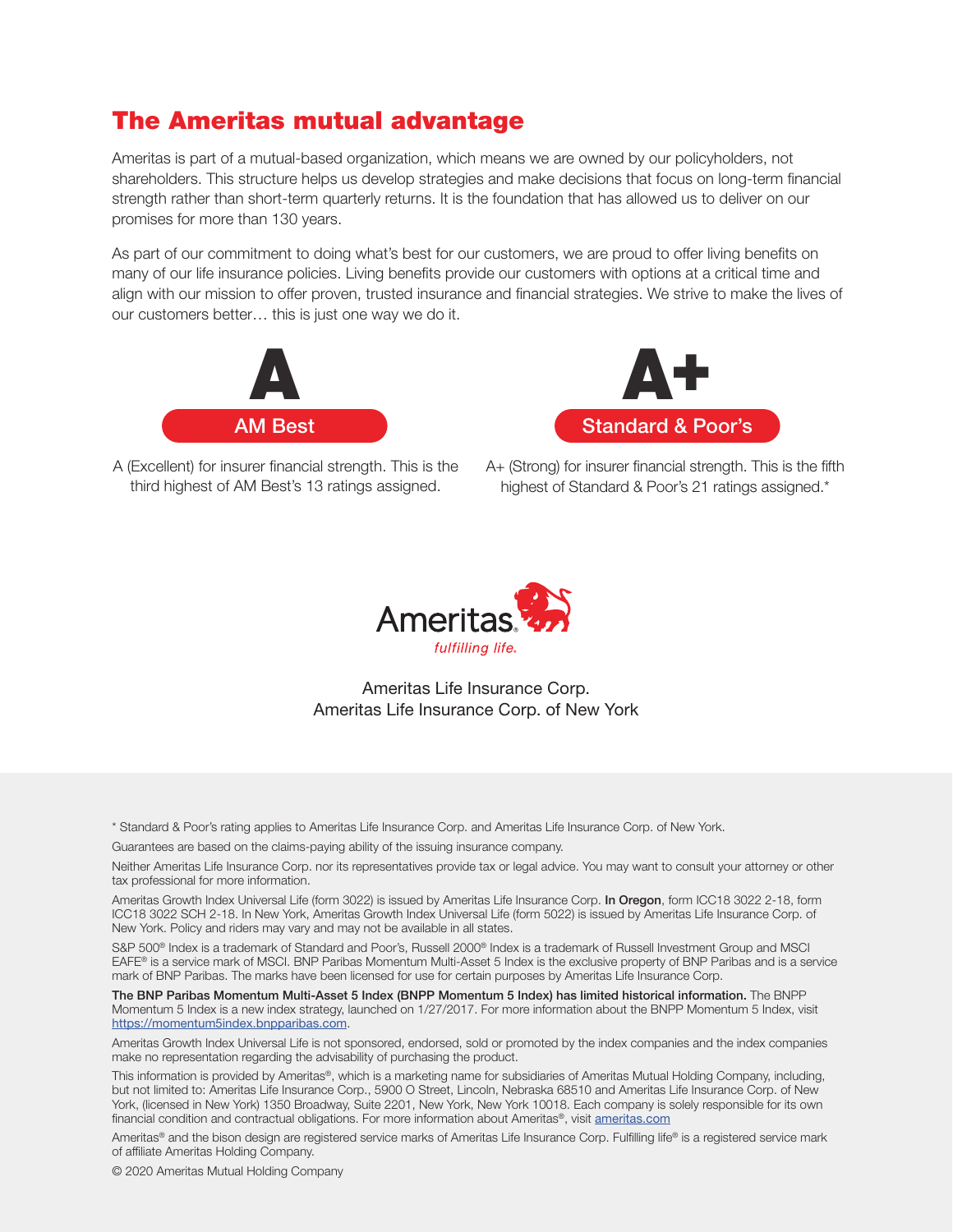## The Ameritas mutual advantage

Ameritas is part of a mutual-based organization, which means we are owned by our policyholders, not shareholders. This structure helps us develop strategies and make decisions that focus on long-term financial strength rather than short-term quarterly returns. It is the foundation that has allowed us to deliver on our promises for more than 130 years.

As part of our commitment to doing what's best for our customers, we are proud to offer living benefits on many of our life insurance policies. Living benefits provide our customers with options at a critical time and align with our mission to offer proven, trusted insurance and financial strategies. We strive to make the lives of our customers better… this is just one way we do it.

**A**

AM Best

A (Excellent) for insurer financial strength. This is the third highest of AM Best's 13 ratings assigned.

**A+**

Standard & Poor's

A+ (Strong) for insurer financial strength. This is the fifth highest of Standard & Poor's 21 ratings assigned.*

Ameritas

*fulfilling life.*

Ameritas Life Insurance Corp.
Ameritas Life Insurance Corp. of New York

* Standard & Poor's rating applies to Ameritas Life Insurance Corp. and Ameritas Life Insurance Corp. of New York.

Guarantees are based on the claims-paying ability of the issuing insurance company.

Neither Ameritas Life Insurance Corp. nor its representatives provide tax or legal advice. You may want to consult your attorney or other tax professional for more information.

Ameritas Growth Index Universal Life (form 3022) is issued by Ameritas Life Insurance Corp. **In Oregon**, form ICC18 3022 2-18, form ICC18 3022 SCH 2-18. In New York, Ameritas Growth Index Universal Life (form 5022) is issued by Ameritas Life Insurance Corp. of New York. Policy and riders may vary and may not be available in all states.

S&P 500® Index is a trademark of Standard and Poor's, Russell 2000® Index is a trademark of Russell Investment Group and MSCI EAFE® is a service mark of MSCI. BNP Paribas Momentum Multi-Asset 5 Index is the exclusive property of BNP Paribas and is a service mark of BNP Paribas. The marks have been licensed for use for certain purposes by Ameritas Life Insurance Corp.

**The BNP Paribas Momentum Multi-Asset 5 Index (BNPP Momentum 5 Index) has limited historical information.** The BNPP Momentum 5 Index is a new index strategy, launched on 1/27/2017. For more information about the BNPP Momentum 5 Index, visit https://momentum5index.bnpparibas.com.

Ameritas Growth Index Universal Life is not sponsored, endorsed, sold or promoted by the index companies and the index companies make no representation regarding the advisability of purchasing the product.

This information is provided by Ameritas®, which is a marketing name for subsidiaries of Ameritas Mutual Holding Company, including, but not limited to: Ameritas Life Insurance Corp., 5900 O Street, Lincoln, Nebraska 68510 and Ameritas Life Insurance Corp. of New York, (licensed in New York) 1350 Broadway, Suite 2201, New York, New York 10018. Each company is solely responsible for its own financial condition and contractual obligations. For more information about Ameritas®, visit ameritas.com

Ameritas® and the bison design are registered service marks of Ameritas Life Insurance Corp. Fulfilling life® is a registered service mark of affiliate Ameritas Holding Company.

© 2020 Ameritas Mutual Holding Company